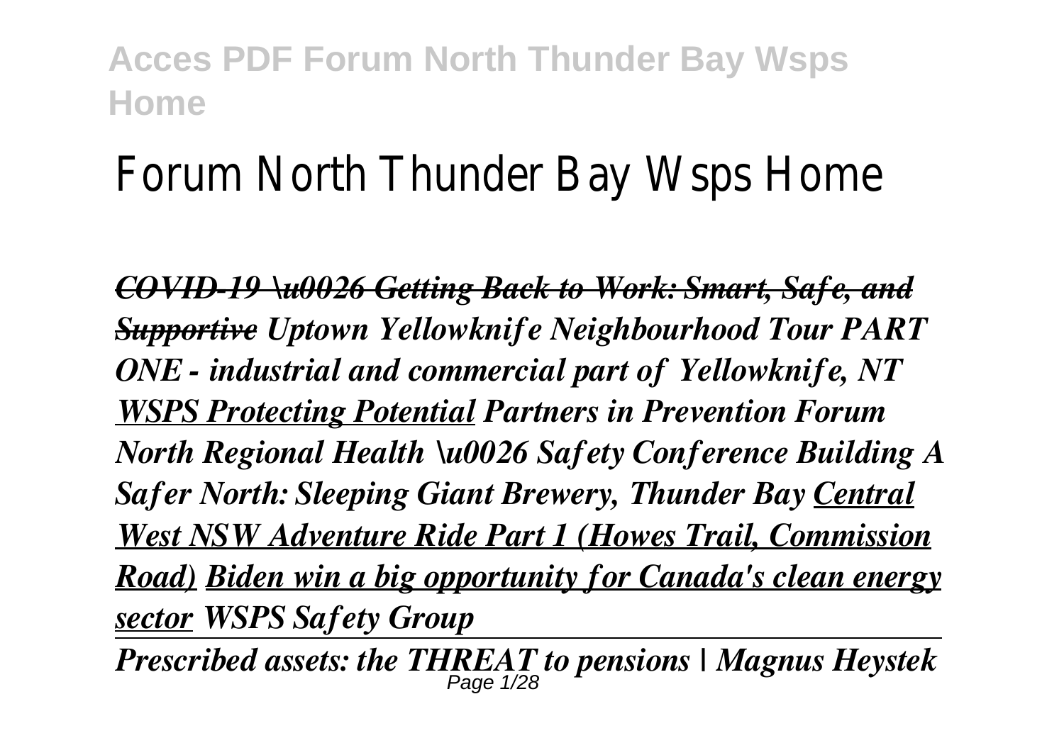# Forum North Thunder Bay Wsps Home

***~~COVID-19 \u0026 Getting Back to Work: Smart, Safe, and Supportive~~*** ***Uptown Yellowknife Neighbourhood Tour PART ONE - industrial and commercial part of Yellowknife, NT*** ***WSPS Protecting Potential*** ***Partners in Prevention Forum North Regional Health \u0026 Safety Conference*** ***Building A Safer North: Sleeping Giant Brewery, Thunder Bay*** ***Central West NSW Adventure Ride Part 1 (Howes Trail, Commission Road)*** ***Biden win a big opportunity for Canada's clean energy sector*** ***WSPS Safety Group***

***Prescribed assets: the THREAT to pensions | Magnus Heystek***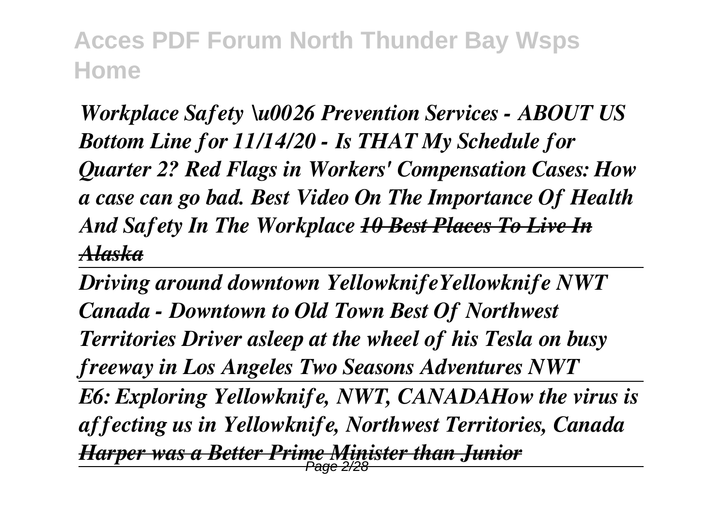*Workplace Safety \u0026 Prevention Services - ABOUT US Bottom Line for 11/14/20 - Is THAT My Schedule for Quarter 2? Red Flags in Workers' Compensation Cases: How a case can go bad. Best Video On The Importance Of Health And Safety In The Workplace* ***~~10 Best Places To Live In Alaska~~***

---

*Driving around downtown YellowknifeYellowknife NWT Canada - Downtown to Old Town Best Of Northwest Territories Driver asleep at the wheel of his Tesla on busy freeway in Los Angeles Two Seasons Adventures NWT*

---

*E6: Exploring Yellowknife, NWT, CANADAHow the virus is affecting us in Yellowknife, Northwest Territories, Canada* ***~~Harper was a Better Prime Minister than Junior~~***

---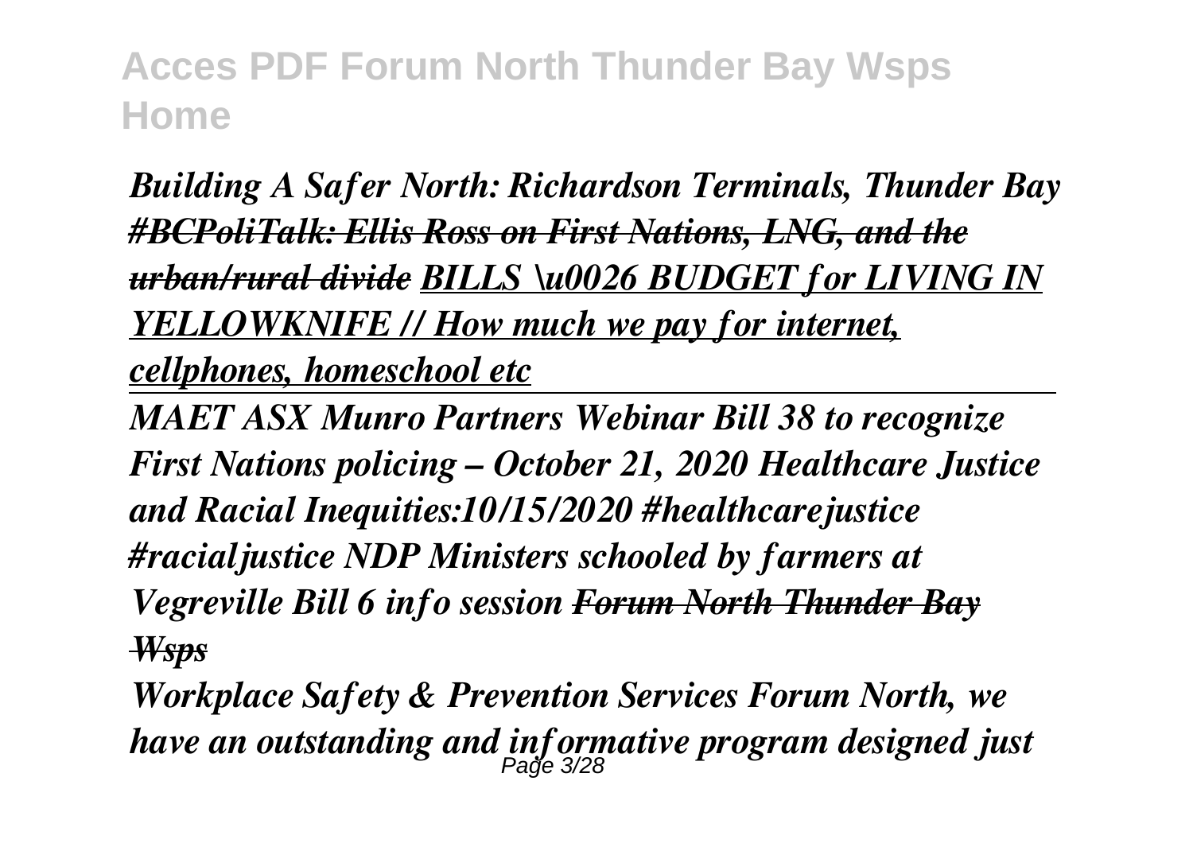*Building A Safer North: Richardson Terminals, Thunder Bay* ~~*#BCPoliTalk: Ellis Ross on First Nations, LNG, and the urban/rural divide*~~ *BILLS \u0026 BUDGET for LIVING IN YELLOWKNIFE // How much we pay for internet, cellphones, homeschool etc*

---

*MAET ASX Munro Partners Webinar Bill 38 to recognize First Nations policing – October 21, 2020 Healthcare Justice and Racial Inequities:10/15/2020 #healthcarejustice #racialjustice NDP Ministers schooled by farmers at Vegreville Bill 6 info session* ~~*Forum North Thunder Bay Wsps*~~

*Workplace Safety & Prevention Services Forum North, we have an outstanding and informative program designed just*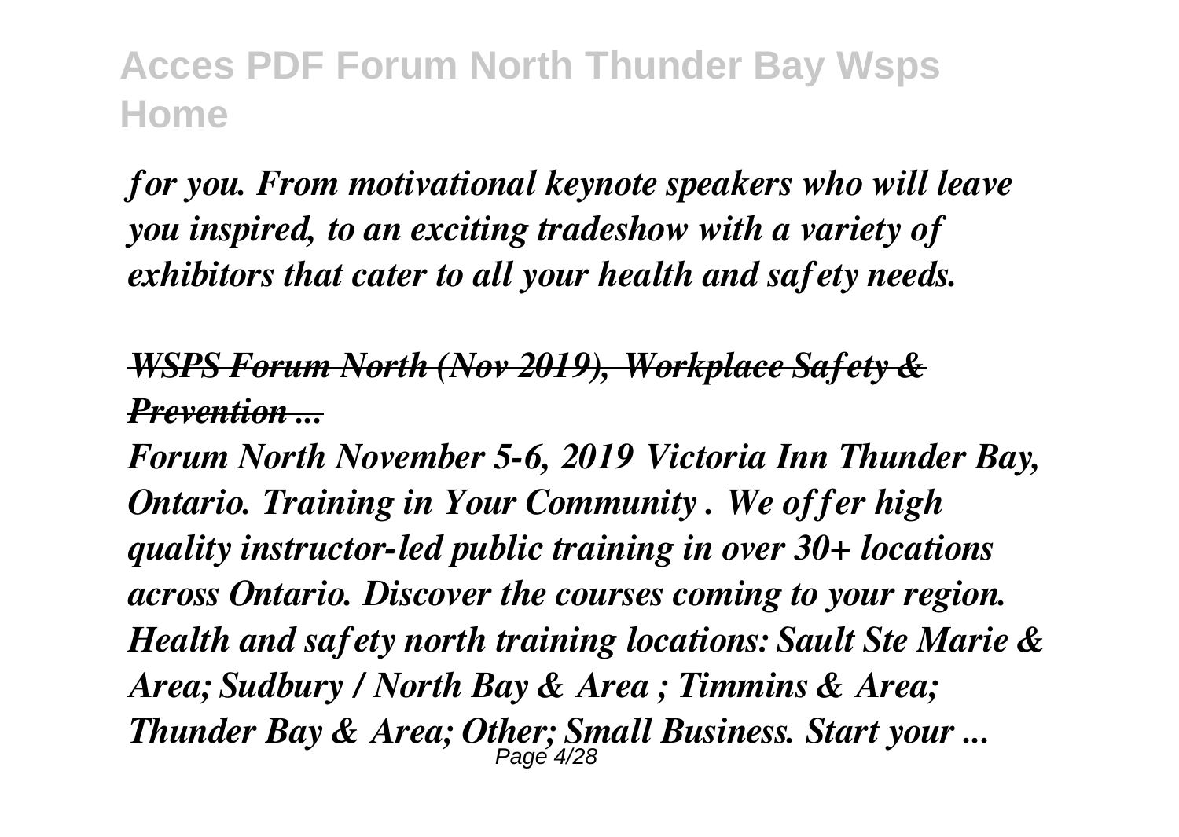*for you. From motivational keynote speakers who will leave you inspired, to an exciting tradeshow with a variety of exhibitors that cater to all your health and safety needs.*

***WSPS Forum North (Nov 2019), Workplace Safety & Prevention ...***

***Forum North November 5-6, 2019 Victoria Inn Thunder Bay, Ontario. Training in Your Community . We offer high quality instructor-led public training in over 30+ locations across Ontario. Discover the courses coming to your region. Health and safety north training locations: Sault Ste Marie & Area; Sudbury / North Bay & Area ; Timmins & Area; Thunder Bay & Area; Other; Small Business. Start your ...***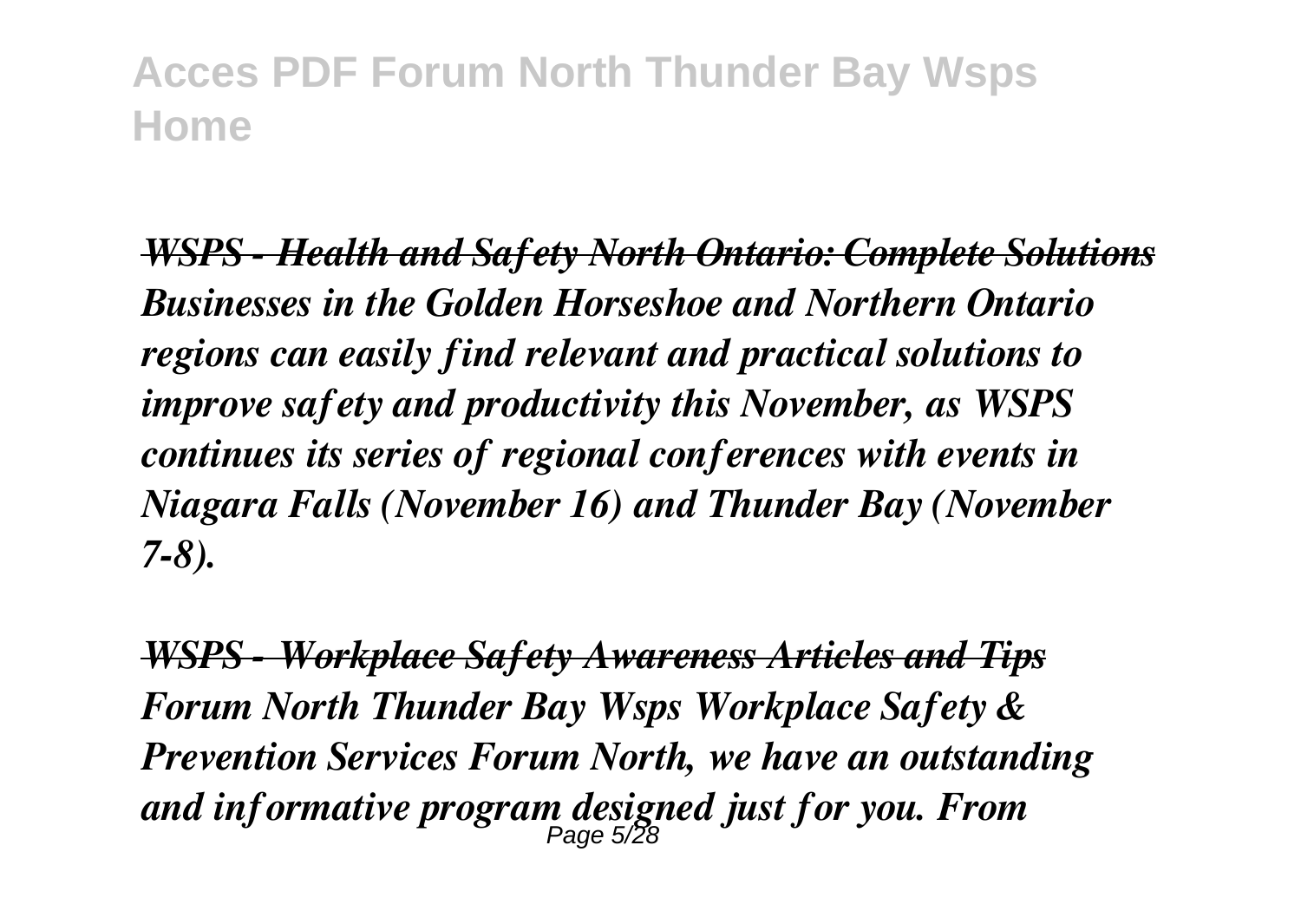***WSPS - Health and Safety North Ontario: Complete Solutions***

***Businesses in the Golden Horseshoe and Northern Ontario regions can easily find relevant and practical solutions to improve safety and productivity this November, as WSPS continues its series of regional conferences with events in Niagara Falls (November 16) and Thunder Bay (November 7-8).***

***WSPS - Workplace Safety Awareness Articles and Tips***

***Forum North Thunder Bay Wsps Workplace Safety & Prevention Services Forum North, we have an outstanding and informative program designed just for you. From***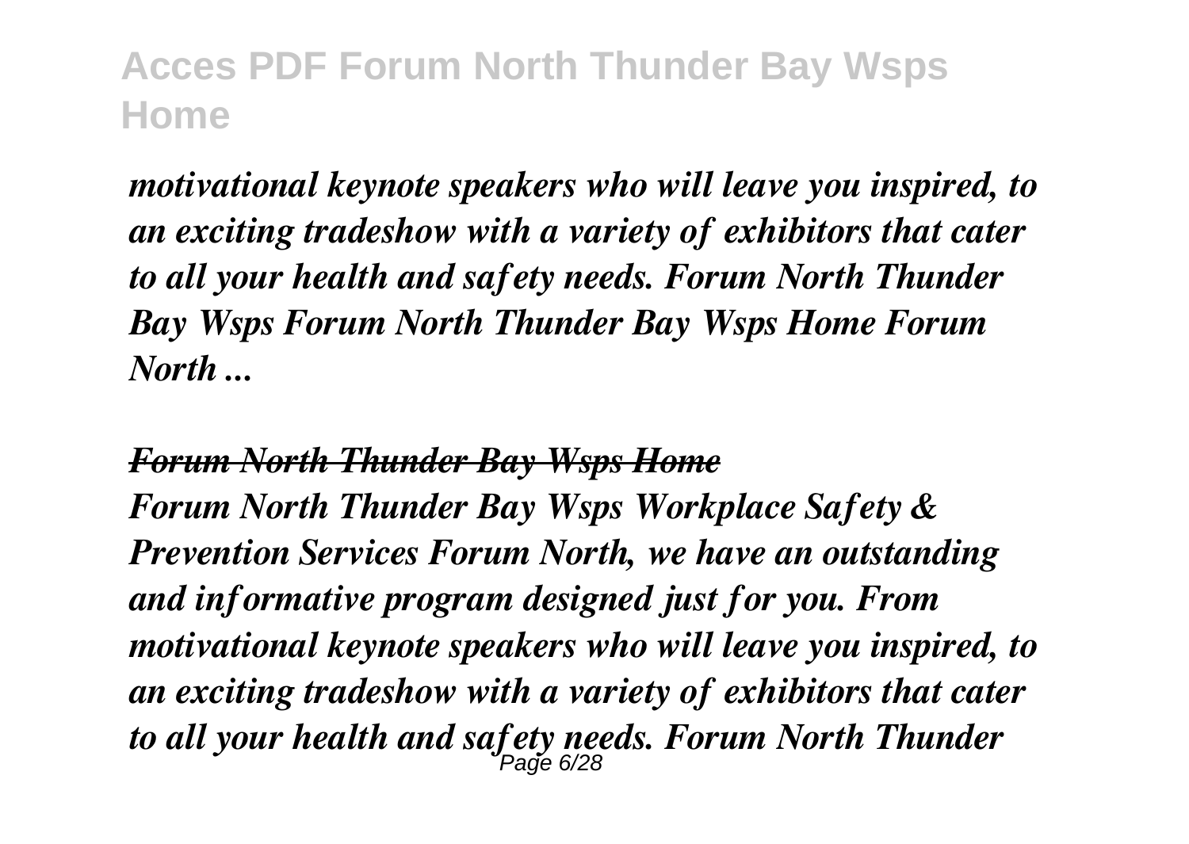*motivational keynote speakers who will leave you inspired, to an exciting tradeshow with a variety of exhibitors that cater to all your health and safety needs. Forum North Thunder Bay Wsps Forum North Thunder Bay Wsps Home Forum North ...*

### *Forum North Thunder Bay Wsps Home*

*Forum North Thunder Bay Wsps Workplace Safety & Prevention Services Forum North, we have an outstanding and informative program designed just for you. From motivational keynote speakers who will leave you inspired, to an exciting tradeshow with a variety of exhibitors that cater to all your health and safety needs. Forum North Thunder*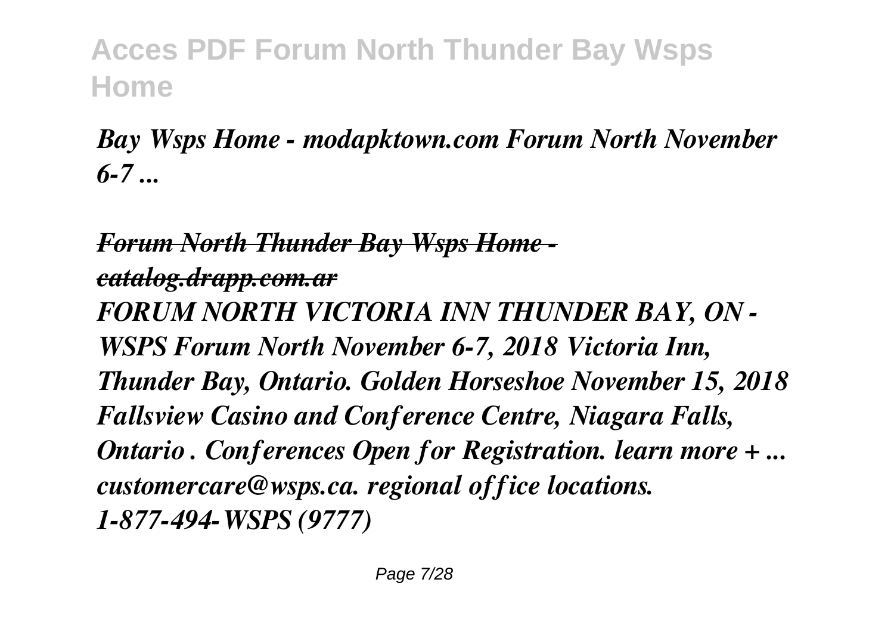*Bay Wsps Home - modapktown.com Forum North November 6-7 ...*

***Forum North Thunder Bay Wsps Home - catalog.drapp.com.ar***

***FORUM NORTH VICTORIA INN THUNDER BAY, ON - WSPS Forum North November 6-7, 2018 Victoria Inn, Thunder Bay, Ontario. Golden Horseshoe November 15, 2018 Fallsview Casino and Conference Centre, Niagara Falls, Ontario . Conferences Open for Registration. learn more + ... customercare@wsps.ca. regional office locations. 1-877-494-WSPS (9777)***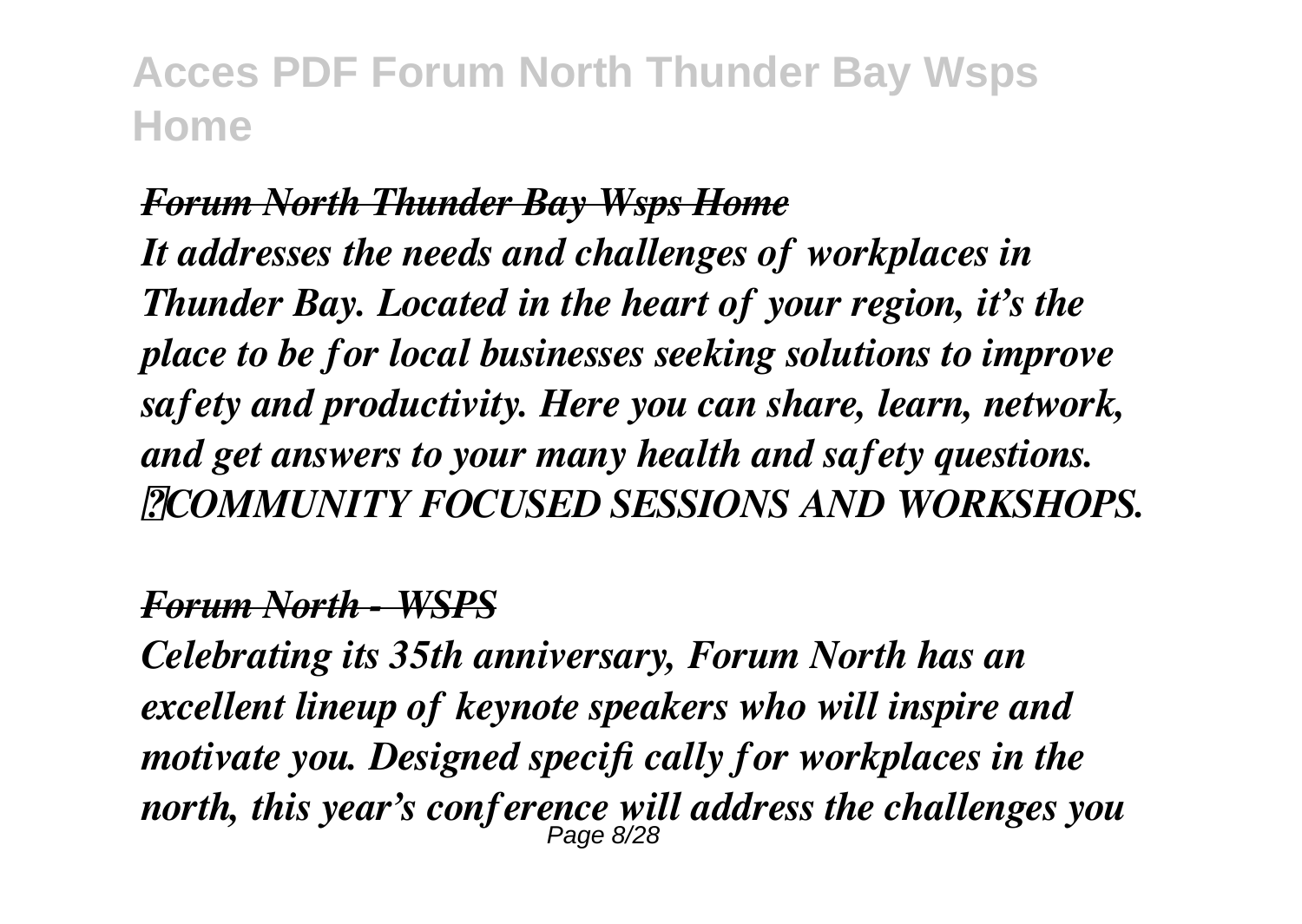### *Forum North Thunder Bay Wsps Home*

*It addresses the needs and challenges of workplaces in Thunder Bay. Located in the heart of your region, it's the place to be for local businesses seeking solutions to improve safety and productivity. Here you can share, learn, network, and get answers to your many health and safety questions. COMMUNITY FOCUSED SESSIONS AND WORKSHOPS.*

### *Forum North - WSPS*

*Celebrating its 35th anniversary, Forum North has an excellent lineup of keynote speakers who will inspire and motivate you. Designed specifi cally for workplaces in the north, this year's conference will address the challenges you*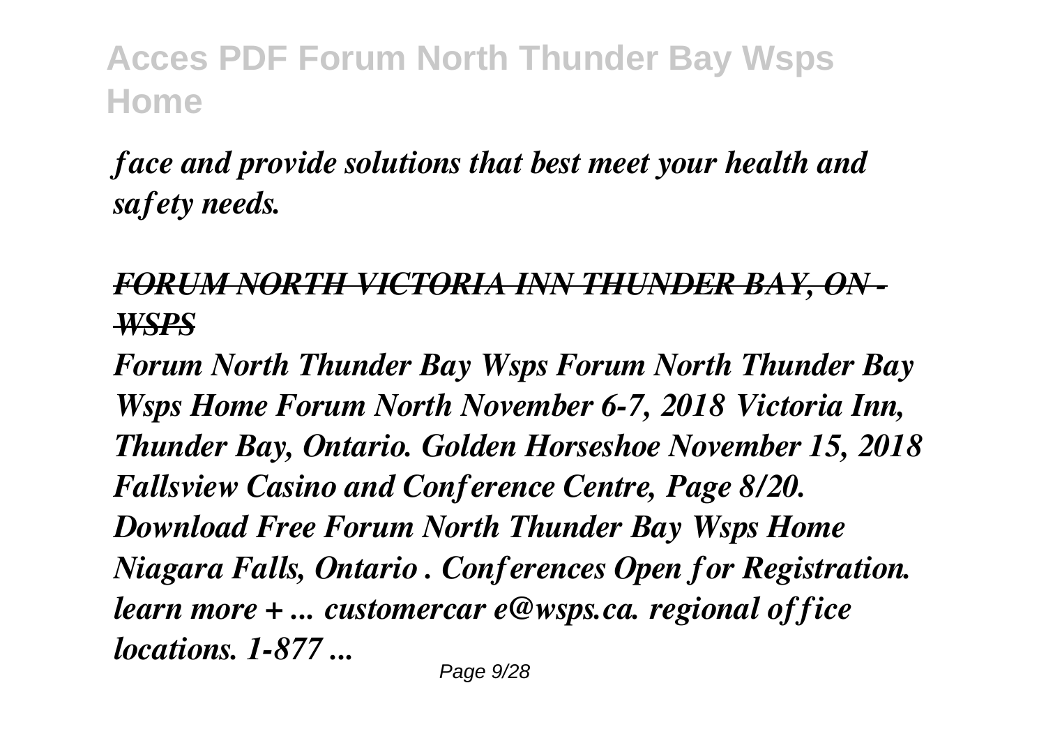*face and provide solutions that best meet your health and safety needs.*

### *FORUM NORTH VICTORIA INN THUNDER BAY, ON - WSPS*

*Forum North Thunder Bay Wsps Forum North Thunder Bay Wsps Home Forum North November 6-7, 2018 Victoria Inn, Thunder Bay, Ontario. Golden Horseshoe November 15, 2018 Fallsview Casino and Conference Centre, Page 8/20. Download Free Forum North Thunder Bay Wsps Home Niagara Falls, Ontario . Conferences Open for Registration. learn more + ... customercar e@wsps.ca. regional office locations. 1-877 ...*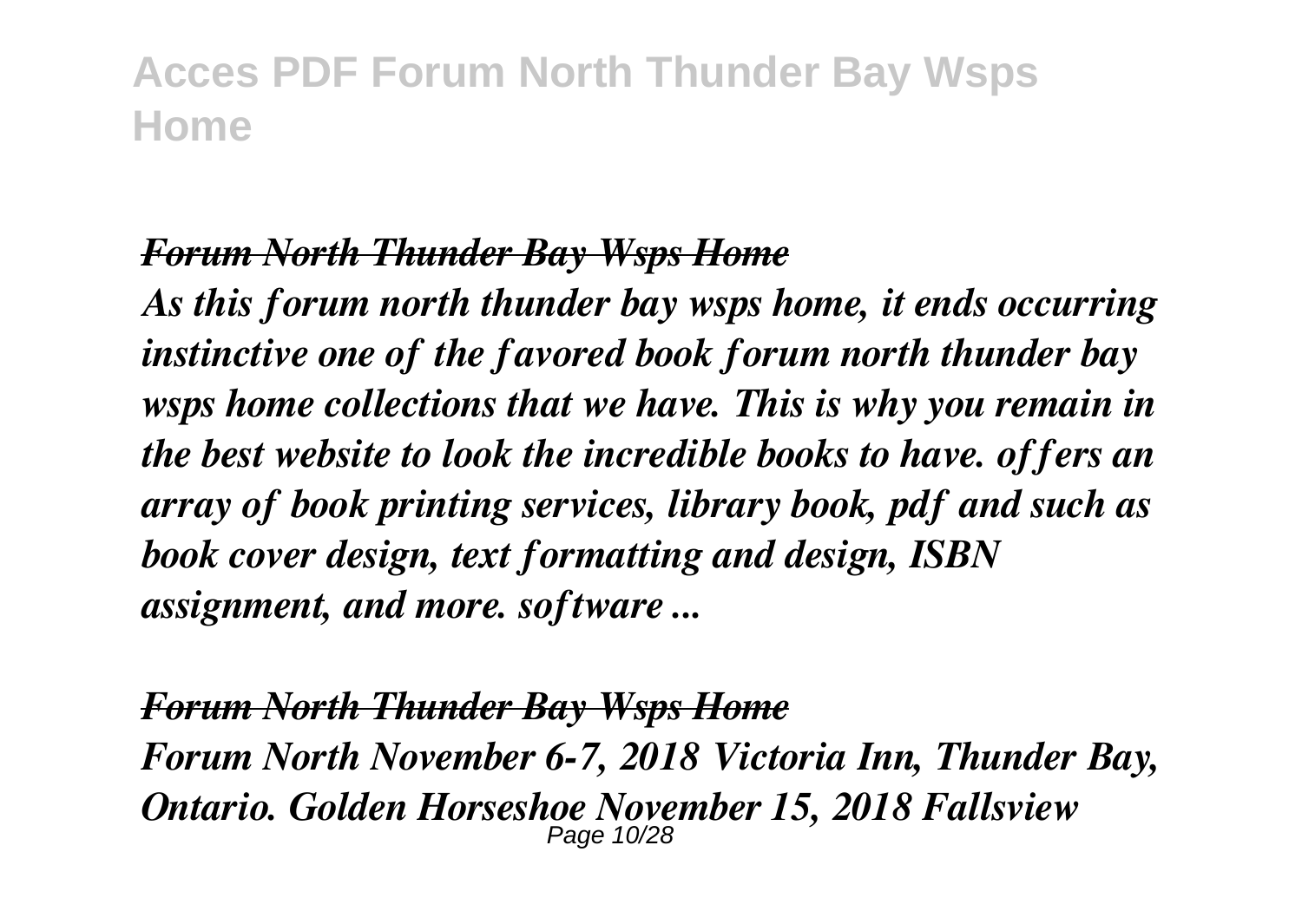### *Forum North Thunder Bay Wsps Home*

***As this forum north thunder bay wsps home, it ends occurring instinctive one of the favored book forum north thunder bay wsps home collections that we have. This is why you remain in the best website to look the incredible books to have. offers an array of book printing services, library book, pdf and such as book cover design, text formatting and design, ISBN assignment, and more. software ...***

### *Forum North Thunder Bay Wsps Home*

***Forum North November 6-7, 2018 Victoria Inn, Thunder Bay, Ontario. Golden Horseshoe November 15, 2018 Fallsview***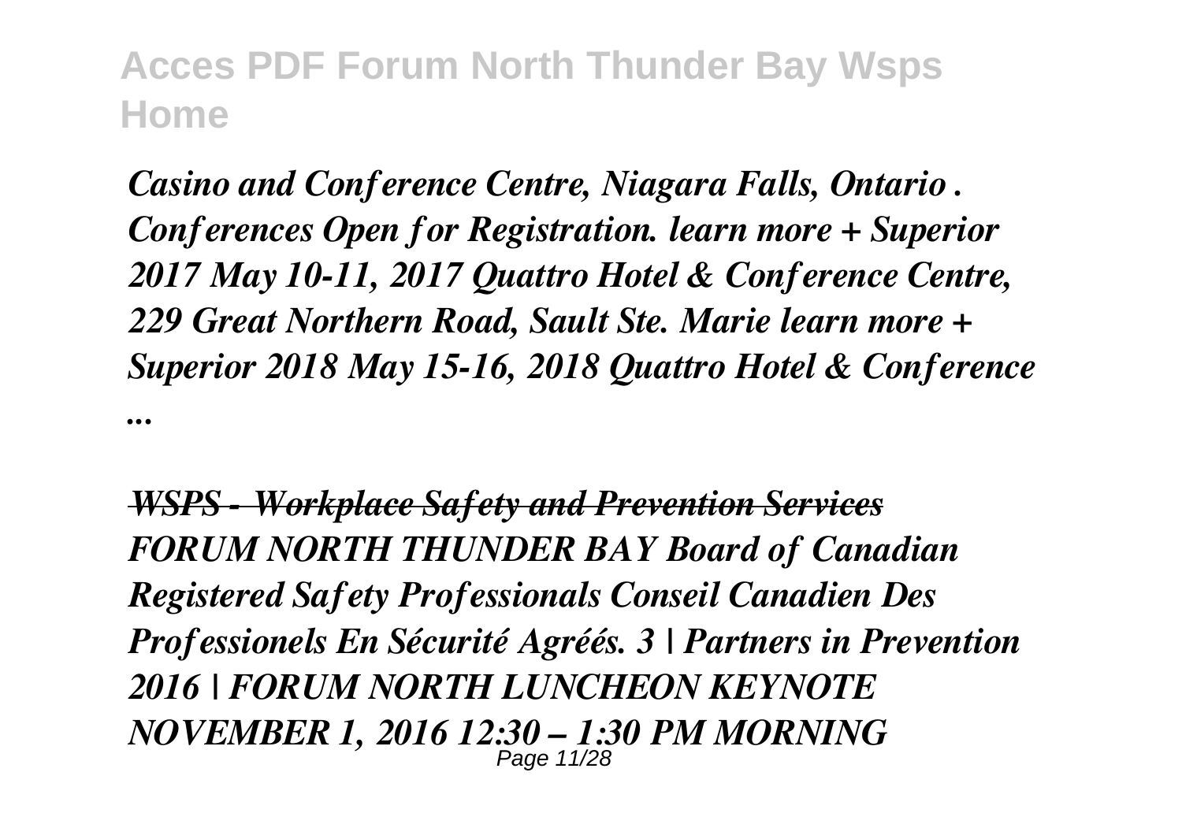*Casino and Conference Centre, Niagara Falls, Ontario . Conferences Open for Registration. learn more + Superior 2017 May 10-11, 2017 Quattro Hotel & Conference Centre, 229 Great Northern Road, Sault Ste. Marie learn more + Superior 2018 May 15-16, 2018 Quattro Hotel & Conference ...*

## *WSPS - Workplace Safety and Prevention Services*

*FORUM NORTH THUNDER BAY Board of Canadian Registered Safety Professionals Conseil Canadien Des Professionels En Sécurité Agréés. 3 | Partners in Prevention 2016 | FORUM NORTH LUNCHEON KEYNOTE NOVEMBER 1, 2016 12:30 – 1:30 PM MORNING*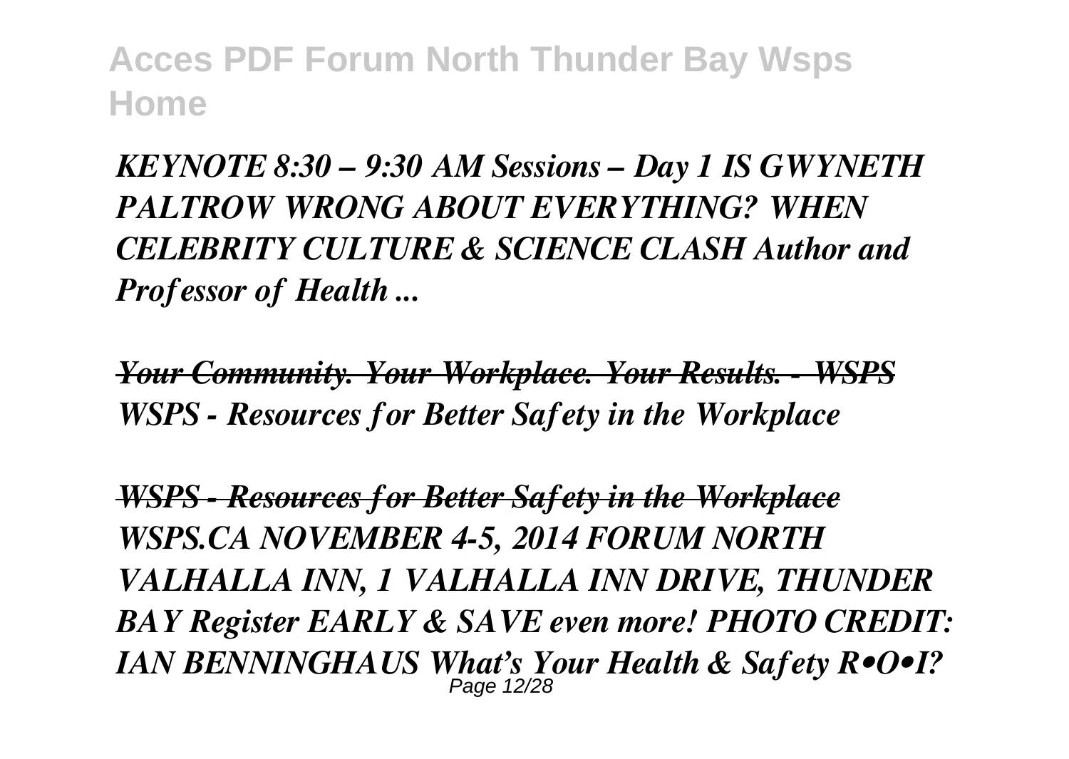*KEYNOTE 8:30 – 9:30 AM Sessions – Day 1 IS GWYNETH PALTROW WRONG ABOUT EVERYTHING? WHEN CELEBRITY CULTURE & SCIENCE CLASH Author and Professor of Health ...*

***Your Community. Your Workplace. Your Results. - WSPS***

*WSPS - Resources for Better Safety in the Workplace*

***WSPS - Resources for Better Safety in the Workplace***

*WSPS.CA NOVEMBER 4-5, 2014 FORUM NORTH VALHALLA INN, 1 VALHALLA INN DRIVE, THUNDER BAY Register EARLY & SAVE even more! PHOTO CREDIT: IAN BENNINGHAUS What's Your Health & Safety R•O•I?*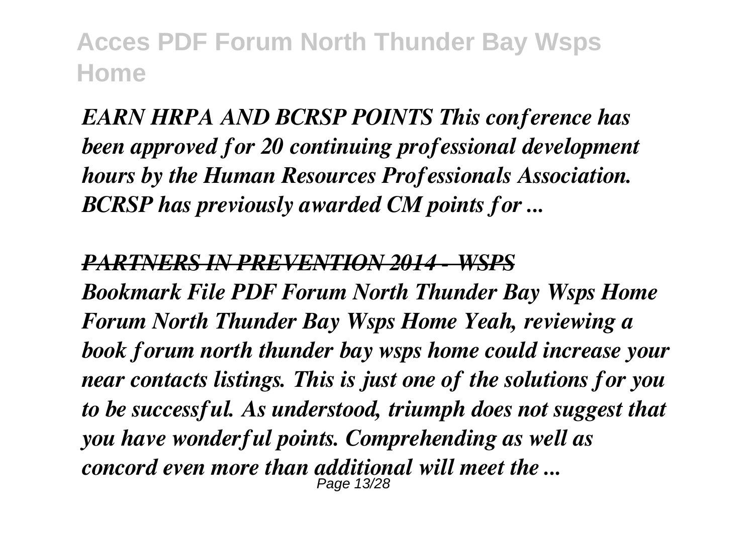*EARN HRPA AND BCRSP POINTS This conference has been approved for 20 continuing professional development hours by the Human Resources Professionals Association. BCRSP has previously awarded CM points for ...*

## *PARTNERS IN PREVENTION 2014 - WSPS*

*Bookmark File PDF Forum North Thunder Bay Wsps Home Forum North Thunder Bay Wsps Home Yeah, reviewing a book forum north thunder bay wsps home could increase your near contacts listings. This is just one of the solutions for you to be successful. As understood, triumph does not suggest that you have wonderful points. Comprehending as well as concord even more than additional will meet the ...*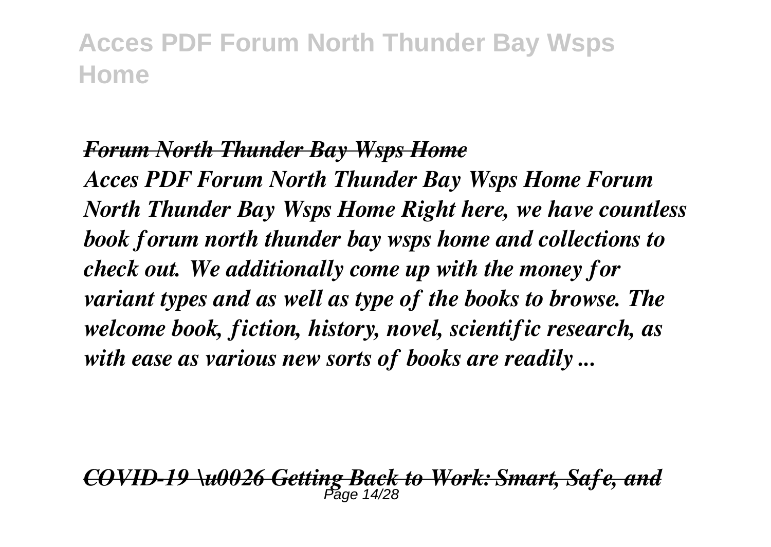## *Forum North Thunder Bay Wsps Home*

*Acces PDF Forum North Thunder Bay Wsps Home Forum North Thunder Bay Wsps Home Right here, we have countless book forum north thunder bay wsps home and collections to check out. We additionally come up with the money for variant types and as well as type of the books to browse. The welcome book, fiction, history, novel, scientific research, as with ease as various new sorts of books are readily ...*

## *COVID-19 \u0026 Getting Back to Work: Smart, Safe, and*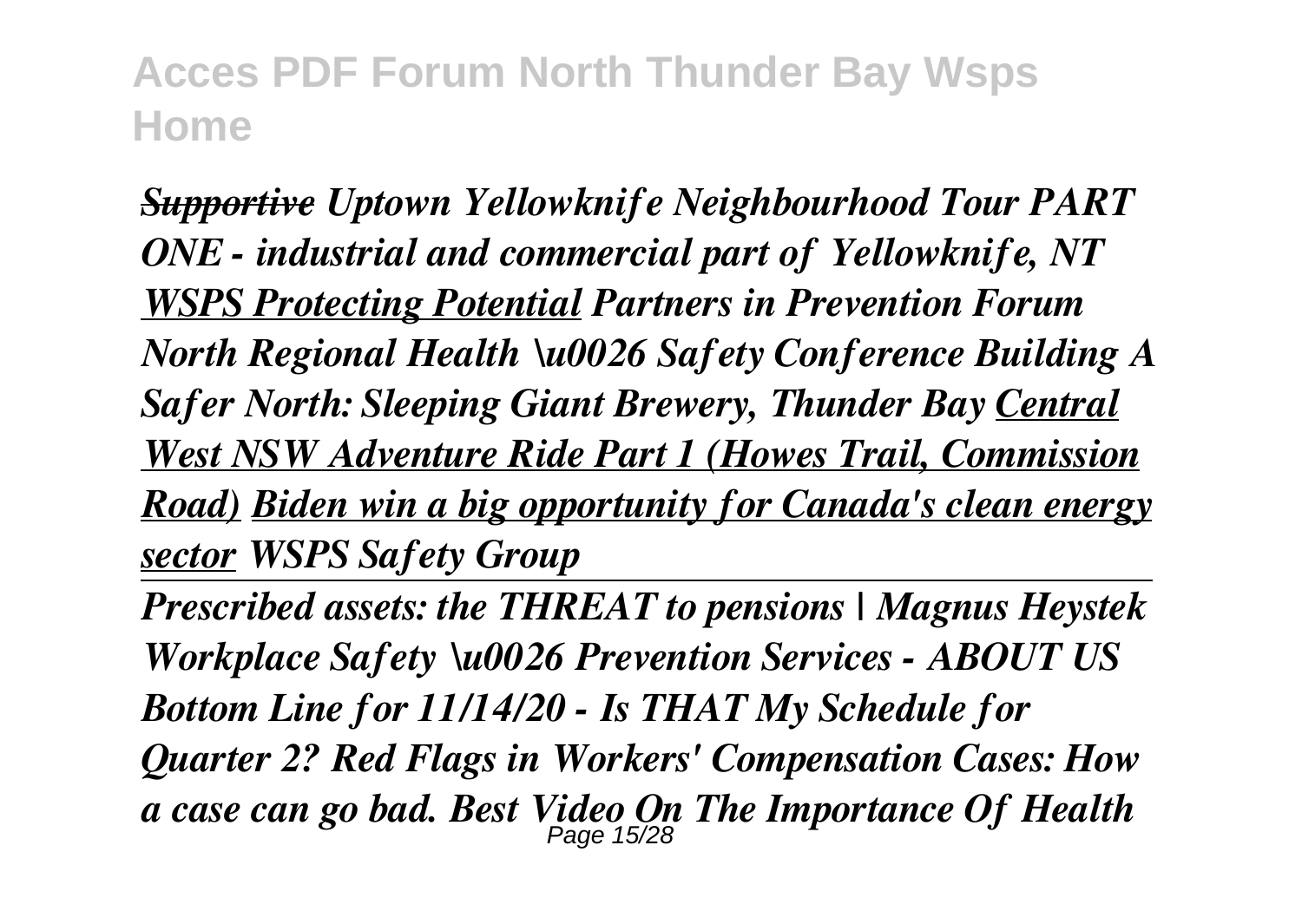***Supportive** Uptown Yellowknife Neighbourhood Tour PART ONE - industrial and commercial part of Yellowknife, NT* ***WSPS Protecting Potential** Partners in Prevention Forum North Regional Health \u0026 Safety Conference Building A Safer North: Sleeping Giant Brewery, Thunder Bay **Central West NSW Adventure Ride Part 1 (Howes Trail, Commission Road)** **Biden win a big opportunity for Canada's clean energy sector** WSPS Safety Group*

***Prescribed assets: the THREAT to pensions | Magnus Heystek Workplace Safety \u0026 Prevention Services - ABOUT US Bottom Line for 11/14/20 - Is THAT My Schedule for Quarter 2? Red Flags in Workers' Compensation Cases: How a case can go bad. Best Video On The Importance Of Health***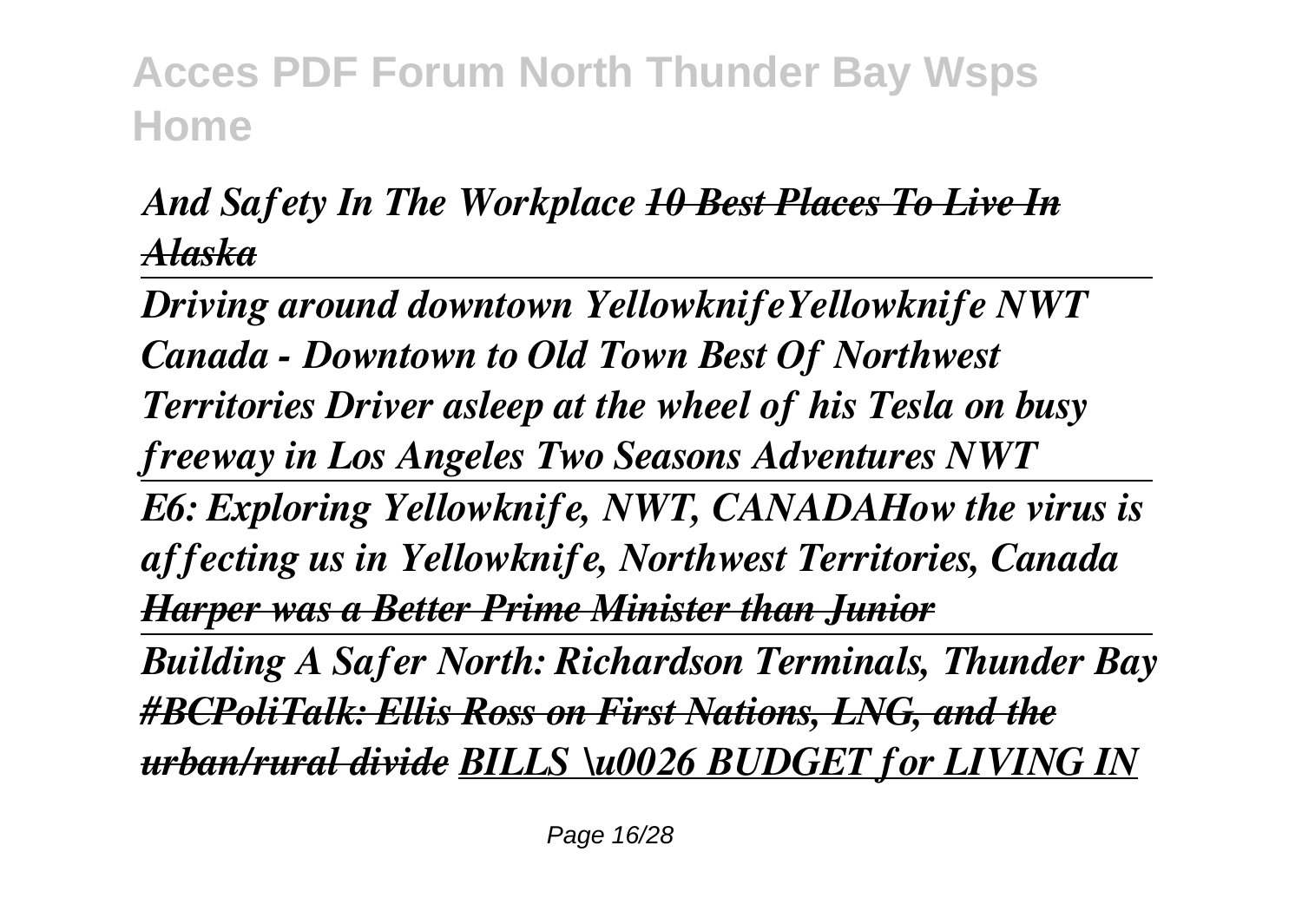*And Safety In The Workplace* ***10 Best Places To Live In Alaska***

***Driving around downtown YellowknifeYellowknife NWT Canada - Downtown to Old Town Best Of Northwest Territories Driver asleep at the wheel of his Tesla on busy freeway in Los Angeles Two Seasons Adventures NWT***

***E6: Exploring Yellowknife, NWT, CANADAHow the virus is affecting us in Yellowknife, Northwest Territories, Canada*** ***Harper was a Better Prime Minister than Junior***

***Building A Safer North: Richardson Terminals, Thunder Bay*** ***#BCPoliTalk: Ellis Ross on First Nations, LNG, and the urban/rural divide*** ***BILLS \u0026 BUDGET for LIVING IN***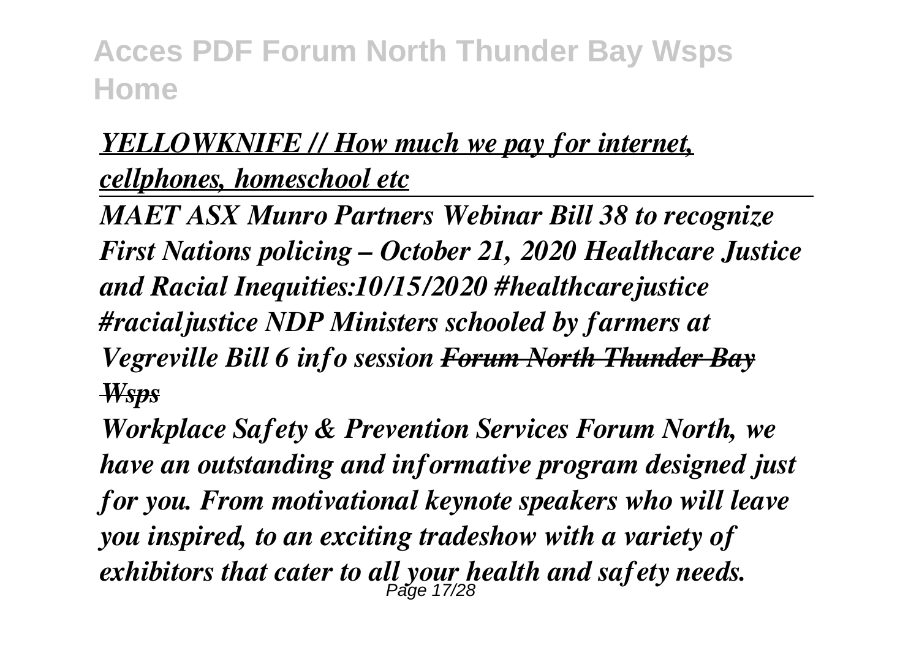*YELLOWKNIFE // How much we pay for internet, cellphones, homeschool etc*

---

*MAET ASX Munro Partners Webinar Bill 38 to recognize First Nations policing – October 21, 2020 Healthcare Justice and Racial Inequities:10/15/2020 #healthcarejustice #racialjustice NDP Ministers schooled by farmers at Vegreville Bill 6 info session ~~Forum North Thunder Bay Wsps~~*

*Workplace Safety & Prevention Services Forum North, we have an outstanding and informative program designed just for you. From motivational keynote speakers who will leave you inspired, to an exciting tradeshow with a variety of exhibitors that cater to all your health and safety needs.*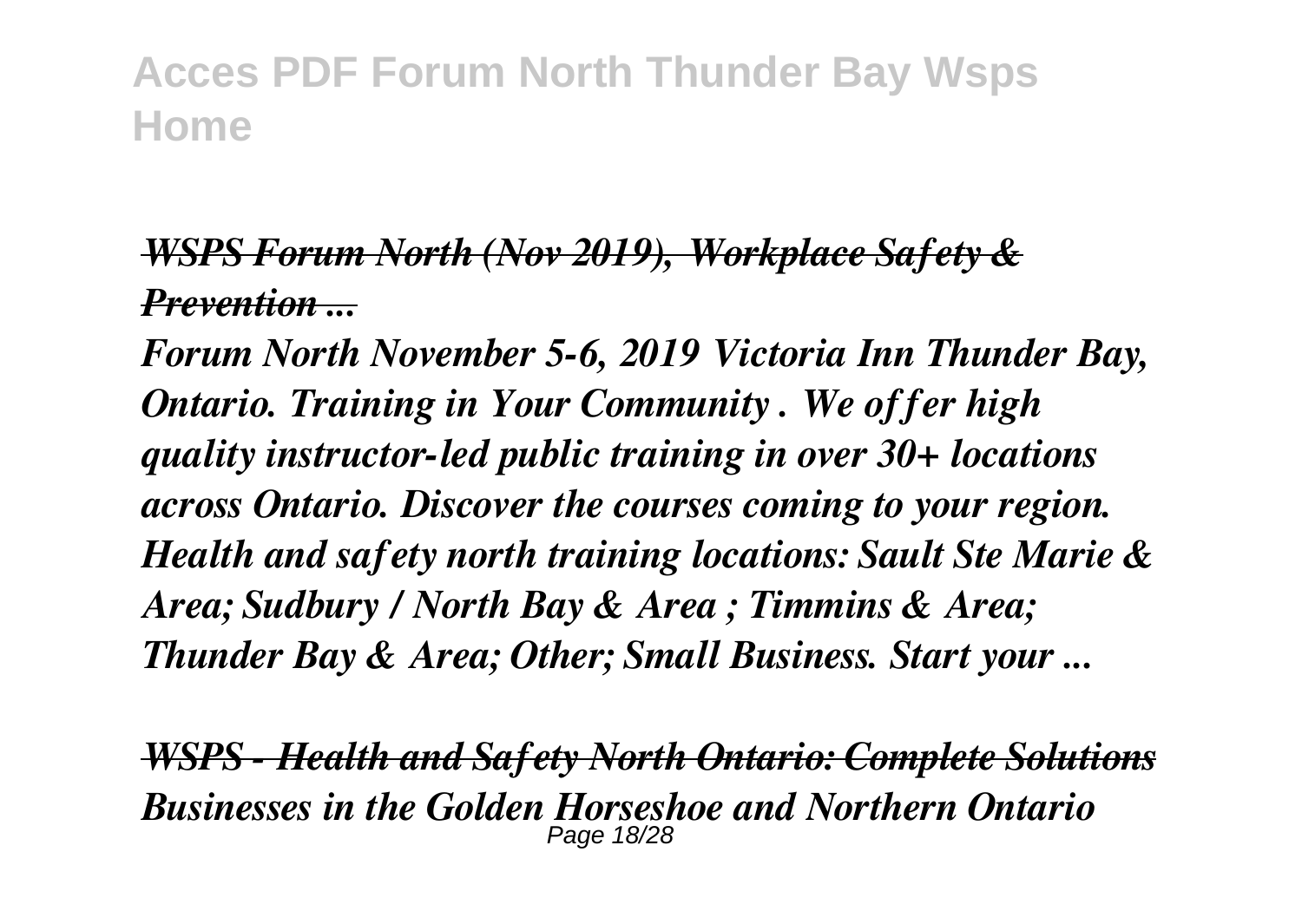***WSPS Forum North (Nov 2019), Workplace Safety & Prevention ...***

*Forum North November 5-6, 2019 Victoria Inn Thunder Bay, Ontario. Training in Your Community . We offer high quality instructor-led public training in over 30+ locations across Ontario. Discover the courses coming to your region. Health and safety north training locations: Sault Ste Marie & Area; Sudbury / North Bay & Area ; Timmins & Area; Thunder Bay & Area; Other; Small Business. Start your ...*

***WSPS - Health and Safety North Ontario: Complete Solutions***

*Businesses in the Golden Horseshoe and Northern Ontario*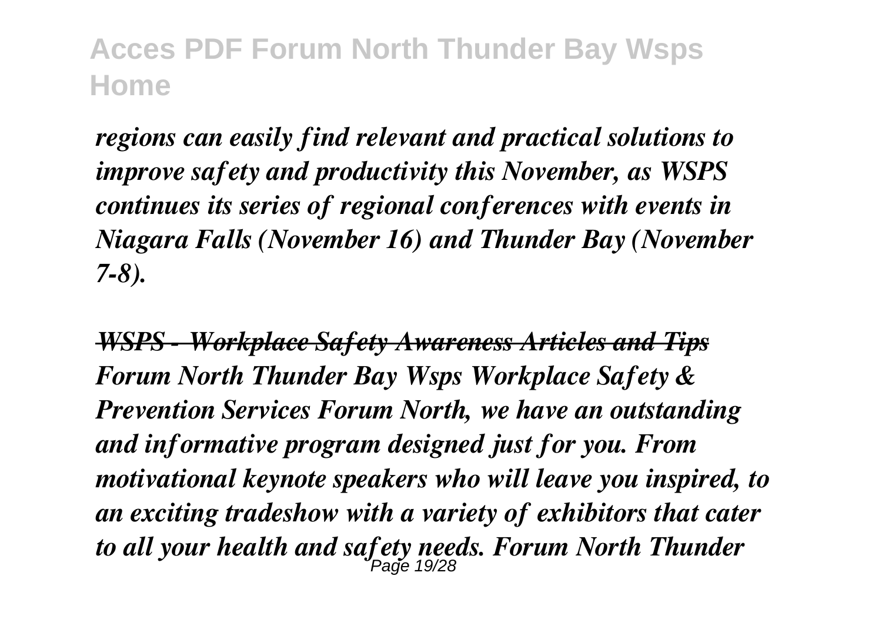*regions can easily find relevant and practical solutions to improve safety and productivity this November, as WSPS continues its series of regional conferences with events in Niagara Falls (November 16) and Thunder Bay (November 7-8).*

***WSPS - Workplace Safety Awareness Articles and Tips***

***Forum North Thunder Bay Wsps Workplace Safety & Prevention Services Forum North, we have an outstanding and informative program designed just for you. From motivational keynote speakers who will leave you inspired, to an exciting tradeshow with a variety of exhibitors that cater to all your health and safety needs. Forum North Thunder***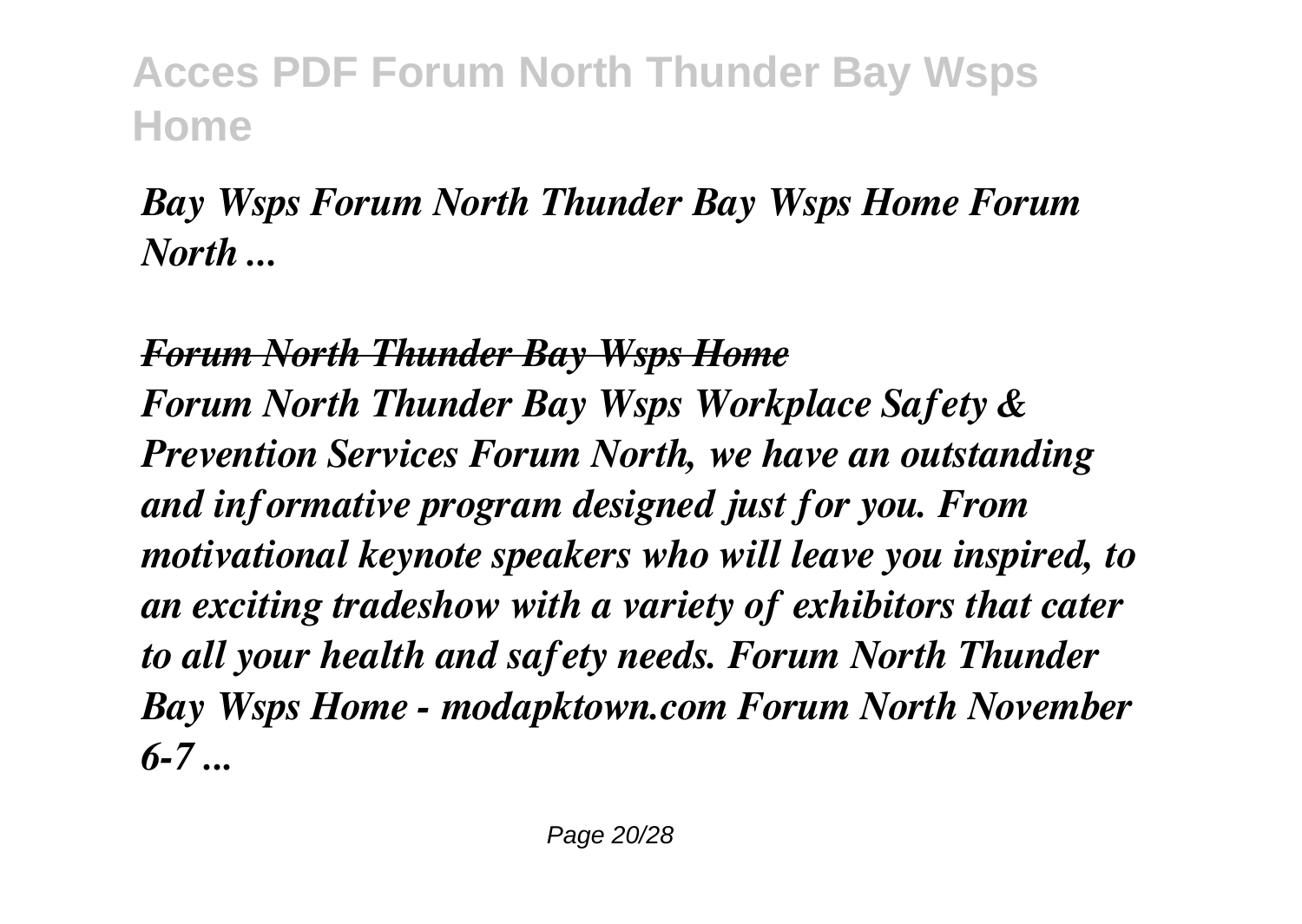*Bay Wsps Forum North Thunder Bay Wsps Home Forum North ...*

### *Forum North Thunder Bay Wsps Home*

*Forum North Thunder Bay Wsps Workplace Safety & Prevention Services Forum North, we have an outstanding and informative program designed just for you. From motivational keynote speakers who will leave you inspired, to an exciting tradeshow with a variety of exhibitors that cater to all your health and safety needs. Forum North Thunder Bay Wsps Home - modapktown.com Forum North November 6-7 ...*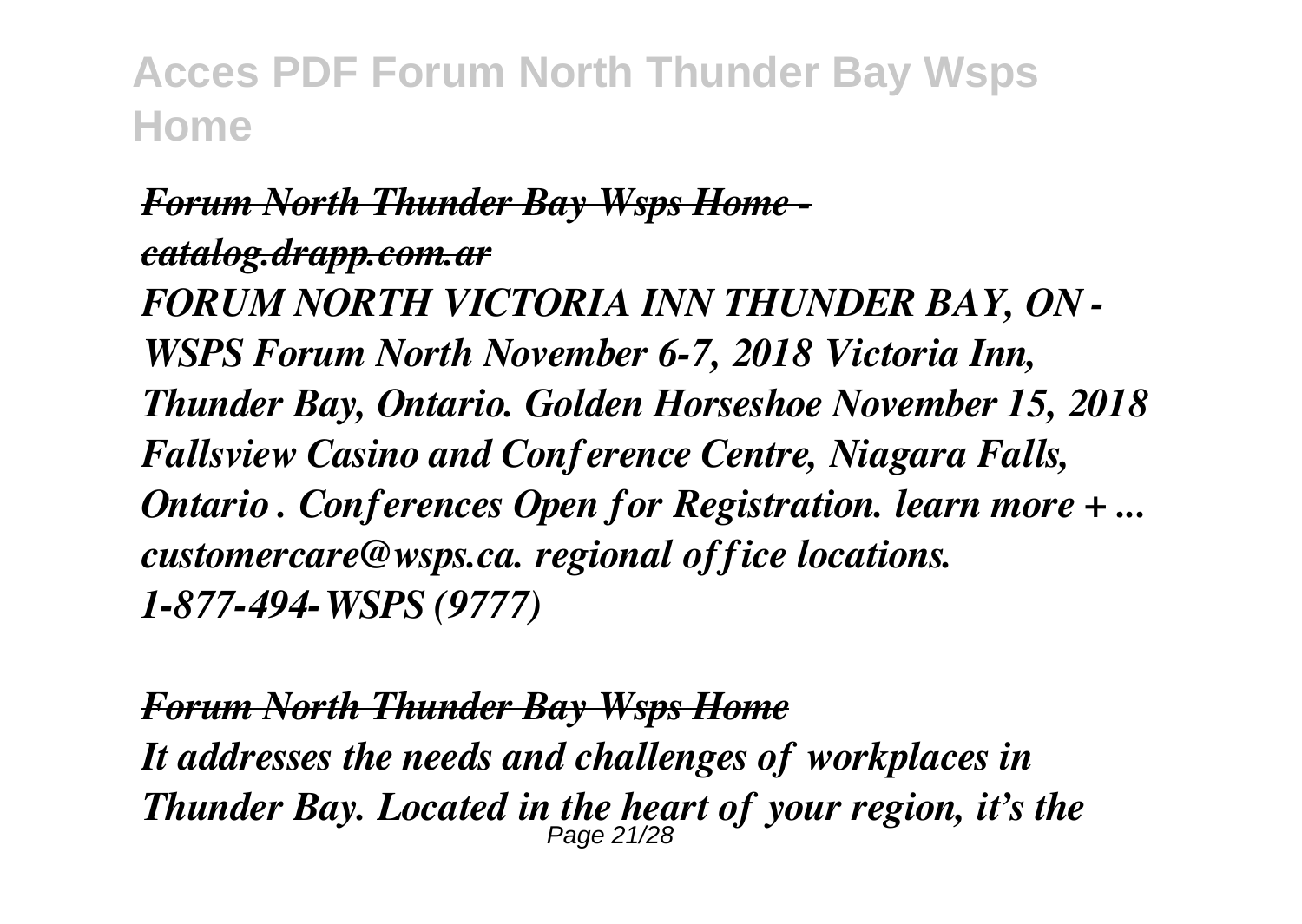### *Forum North Thunder Bay Wsps Home - catalog.drapp.com.ar*

*FORUM NORTH VICTORIA INN THUNDER BAY, ON - WSPS Forum North November 6-7, 2018 Victoria Inn, Thunder Bay, Ontario. Golden Horseshoe November 15, 2018 Fallsview Casino and Conference Centre, Niagara Falls, Ontario . Conferences Open for Registration. learn more + ... customercare@wsps.ca. regional office locations. 1-877-494-WSPS (9777)*

### *Forum North Thunder Bay Wsps Home*

*It addresses the needs and challenges of workplaces in Thunder Bay. Located in the heart of your region, it's the*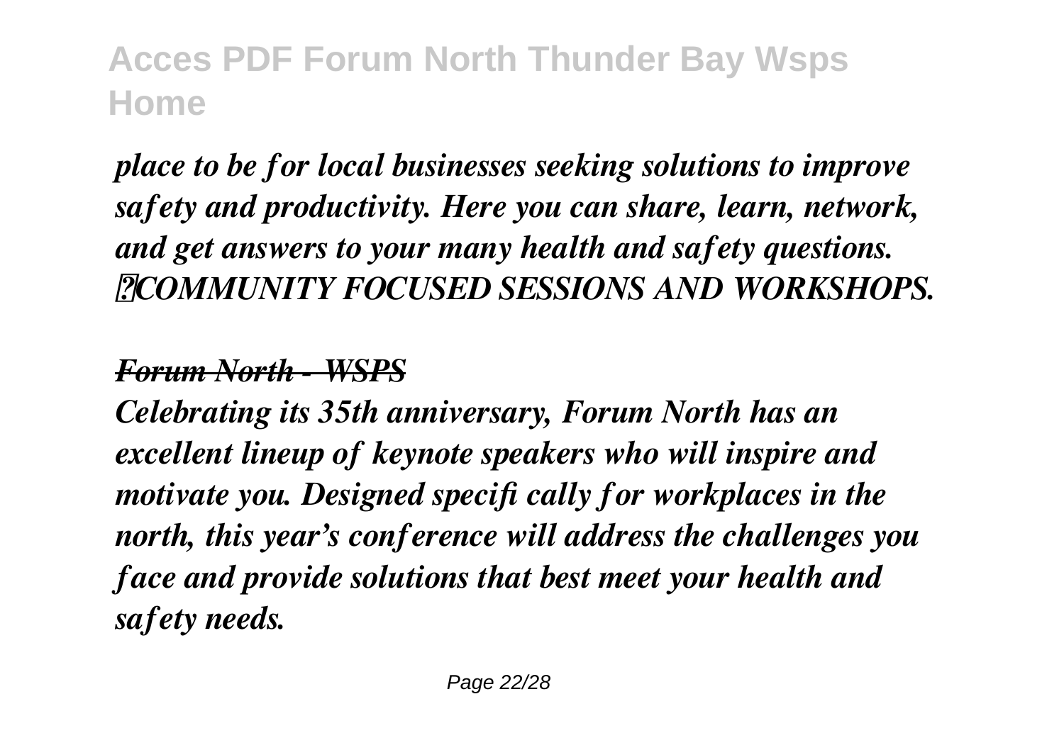*place to be for local businesses seeking solutions to improve safety and productivity. Here you can share, learn, network, and get answers to your many health and safety questions. COMMUNITY FOCUSED SESSIONS AND WORKSHOPS.*

## *Forum North - WSPS*

*Celebrating its 35th anniversary, Forum North has an excellent lineup of keynote speakers who will inspire and motivate you. Designed specifi cally for workplaces in the north, this year's conference will address the challenges you face and provide solutions that best meet your health and safety needs.*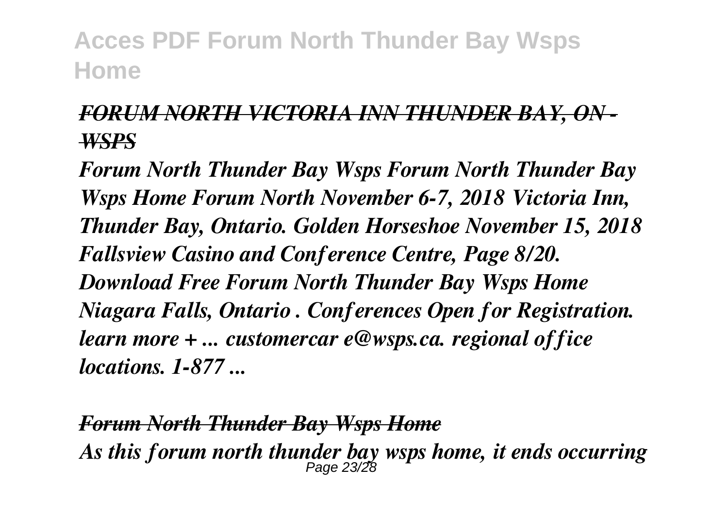### *FORUM NORTH VICTORIA INN THUNDER BAY, ON - WSPS*

*Forum North Thunder Bay Wsps Forum North Thunder Bay Wsps Home Forum North November 6-7, 2018 Victoria Inn, Thunder Bay, Ontario. Golden Horseshoe November 15, 2018 Fallsview Casino and Conference Centre, Page 8/20. Download Free Forum North Thunder Bay Wsps Home Niagara Falls, Ontario . Conferences Open for Registration. learn more + ... customercar e@wsps.ca. regional office locations. 1-877 ...*

### *Forum North Thunder Bay Wsps Home*

*As this forum north thunder bay wsps home, it ends occurring*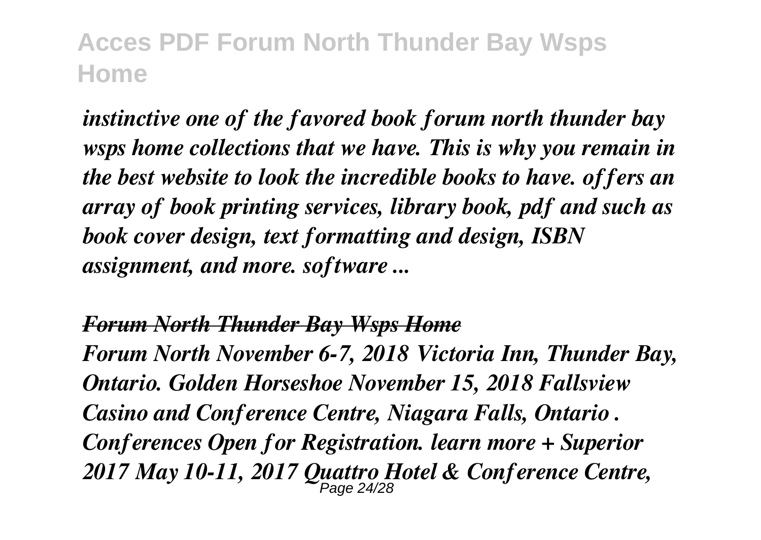*instinctive one of the favored book forum north thunder bay wsps home collections that we have. This is why you remain in the best website to look the incredible books to have. offers an array of book printing services, library book, pdf and such as book cover design, text formatting and design, ISBN assignment, and more. software ...*

***Forum North Thunder Bay Wsps Home***

***Forum North November 6-7, 2018 Victoria Inn, Thunder Bay, Ontario. Golden Horseshoe November 15, 2018 Fallsview Casino and Conference Centre, Niagara Falls, Ontario . Conferences Open for Registration. learn more + Superior 2017 May 10-11, 2017 Quattro Hotel & Conference Centre,***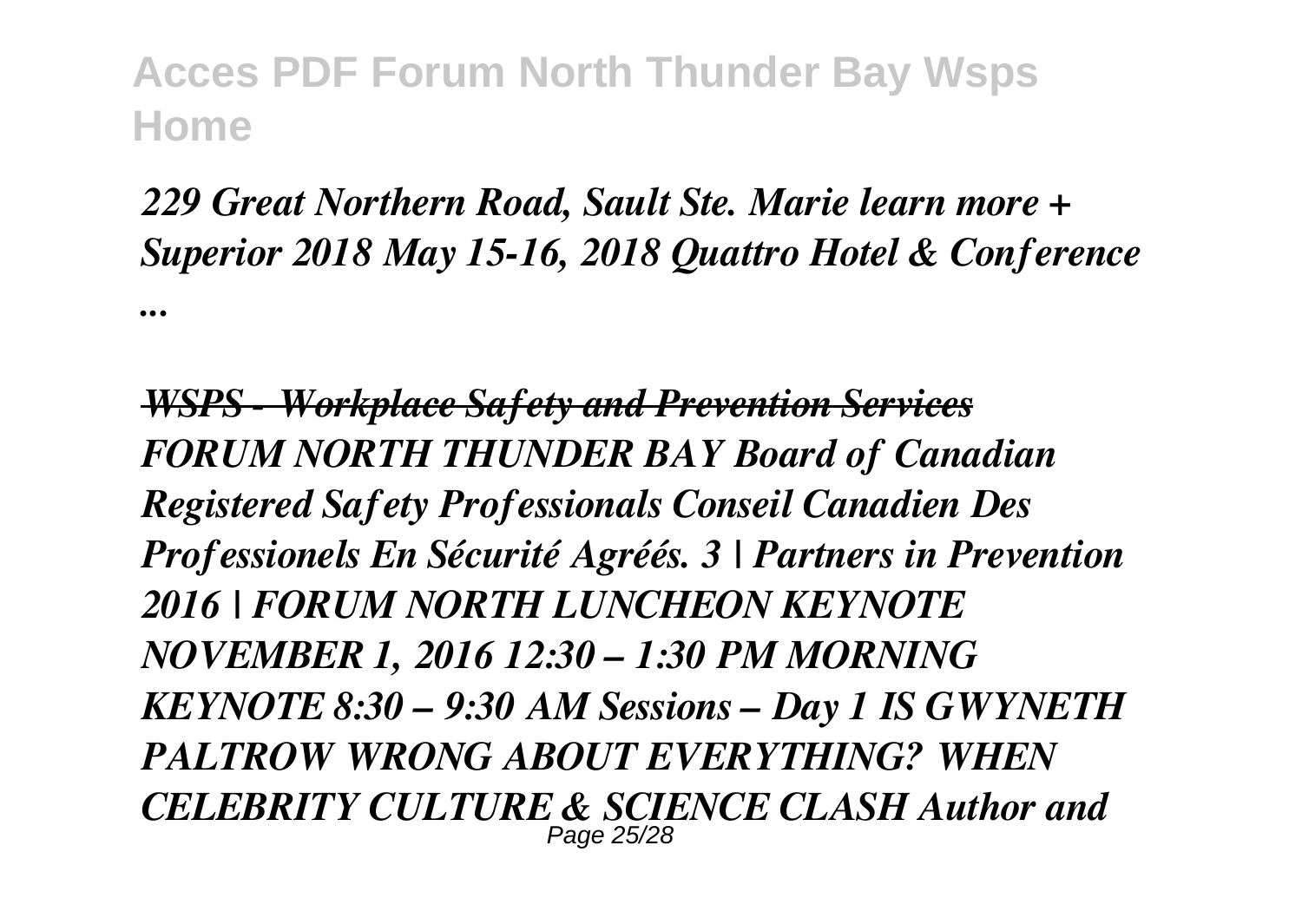*229 Great Northern Road, Sault Ste. Marie learn more + Superior 2018 May 15-16, 2018 Quattro Hotel & Conference ...*

***WSPS - Workplace Safety and Prevention Services***

***FORUM NORTH THUNDER BAY Board of Canadian Registered Safety Professionals Conseil Canadien Des Professionels En Sécurité Agréés. 3 | Partners in Prevention 2016 | FORUM NORTH LUNCHEON KEYNOTE NOVEMBER 1, 2016 12:30 – 1:30 PM MORNING KEYNOTE 8:30 – 9:30 AM Sessions – Day 1 IS GWYNETH PALTROW WRONG ABOUT EVERYTHING? WHEN CELEBRITY CULTURE & SCIENCE CLASH Author and***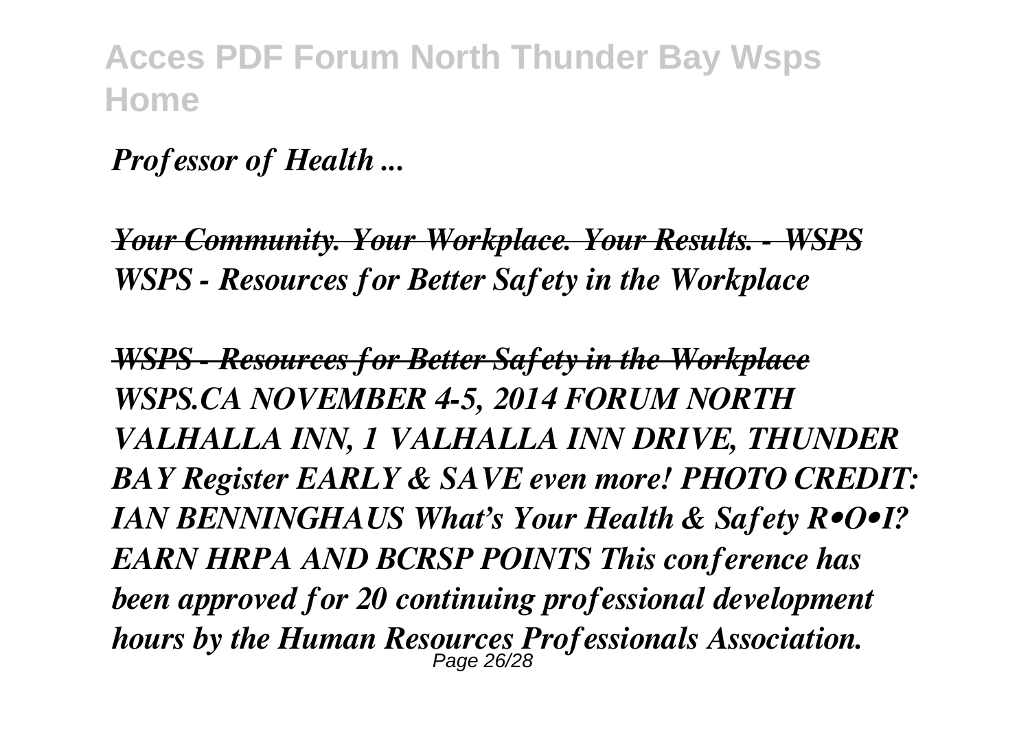*Professor of Health ...*

***Your Community. Your Workplace. Your Results. - WSPS***
***WSPS - Resources for Better Safety in the Workplace***

***WSPS - Resources for Better Safety in the Workplace***
***WSPS.CA NOVEMBER 4-5, 2014 FORUM NORTH VALHALLA INN, 1 VALHALLA INN DRIVE, THUNDER BAY Register EARLY & SAVE even more! PHOTO CREDIT: IAN BENNINGHAUS What's Your Health & Safety R•O•I? EARN HRPA AND BCRSP POINTS This conference has been approved for 20 continuing professional development hours by the Human Resources Professionals Association.***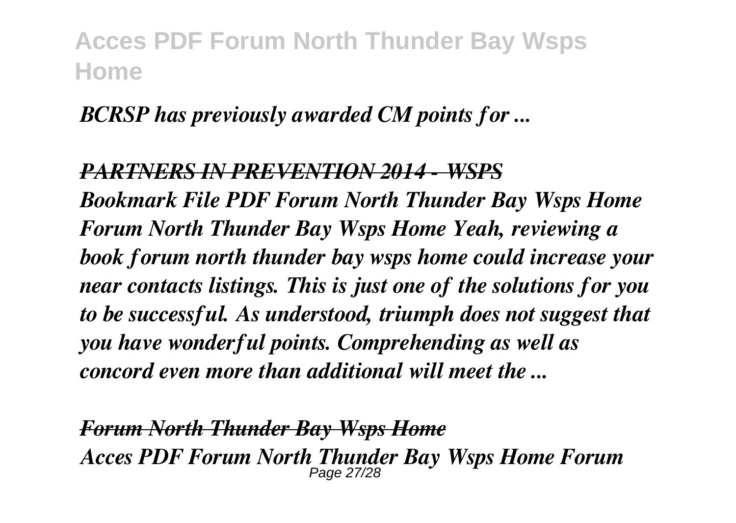*BCRSP has previously awarded CM points for ...*

***PARTNERS IN PREVENTION 2014 - WSPS***

***Bookmark File PDF Forum North Thunder Bay Wsps Home Forum North Thunder Bay Wsps Home Yeah, reviewing a book forum north thunder bay wsps home could increase your near contacts listings. This is just one of the solutions for you to be successful. As understood, triumph does not suggest that you have wonderful points. Comprehending as well as concord even more than additional will meet the ...***

***Forum North Thunder Bay Wsps Home***

***Acces PDF Forum North Thunder Bay Wsps Home Forum***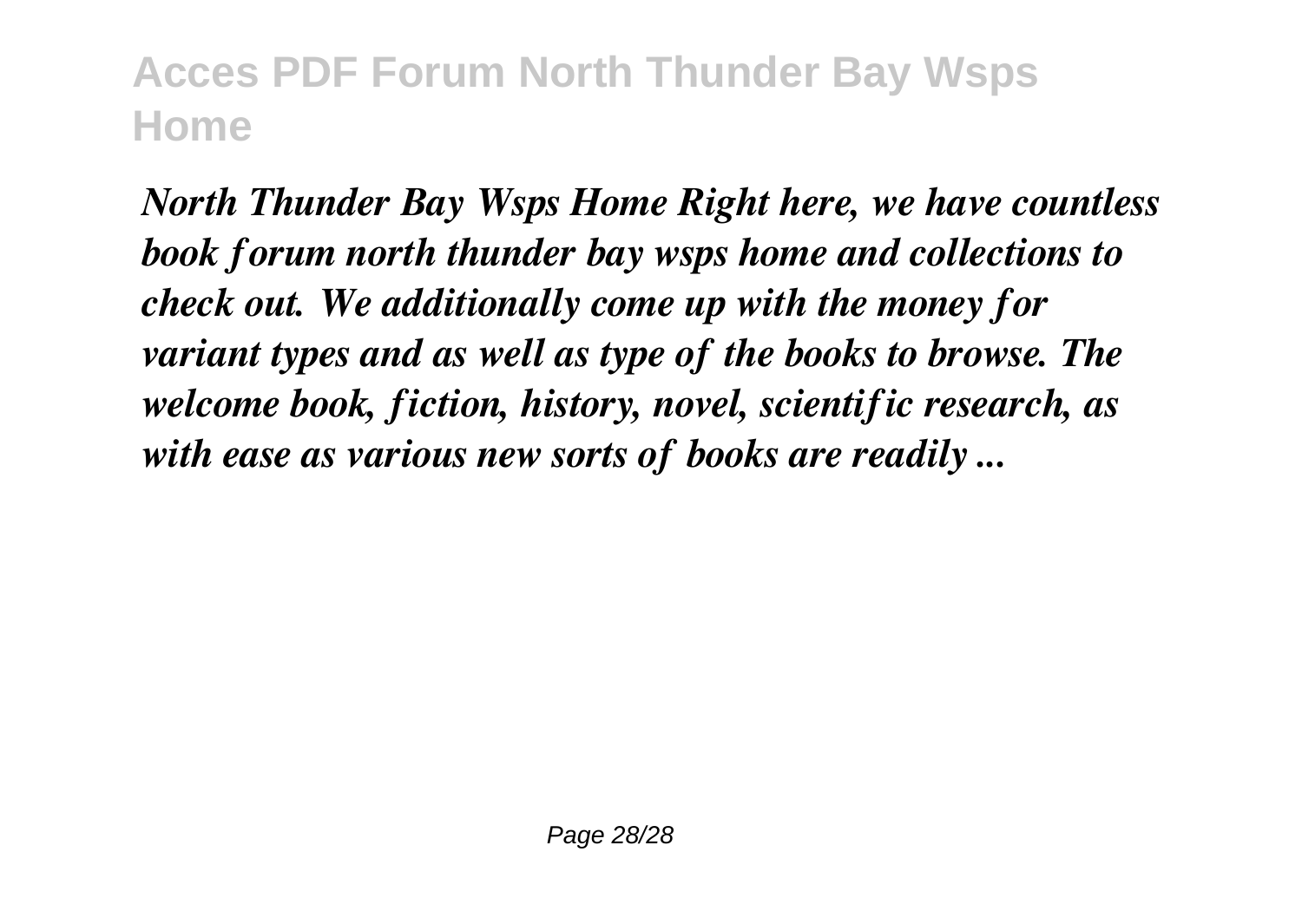***North Thunder Bay Wsps Home Right here, we have countless book forum north thunder bay wsps home and collections to check out. We additionally come up with the money for variant types and as well as type of the books to browse. The welcome book, fiction, history, novel, scientific research, as with ease as various new sorts of books are readily ...***